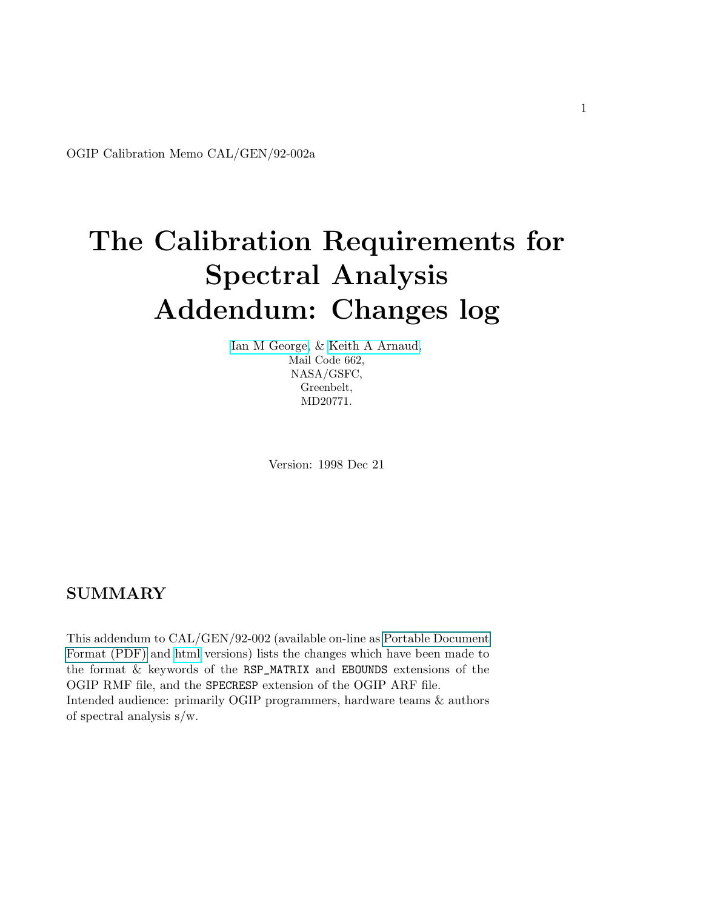OGIP Calibration Memo CAL/GEN/92-002a

# The Calibration Requirements for Spectral Analysis Addendum: Changes log

Ian M George, & Keith A Arnaud,
Mail Code 662,
NASA/GSFC,
Greenbelt,
MD20771.

Version: 1998 Dec 21

## SUMMARY

This addendum to CAL/GEN/92-002 (available on-line as Portable Document Format (PDF) and html versions) lists the changes which have been made to the format & keywords of the `RSP_MATRIX` and `EBOUNDS` extensions of the OGIP RMF file, and the `SPECRESP` extension of the OGIP ARF file.
Intended audience: primarily OGIP programmers, hardware teams & authors of spectral analysis s/w.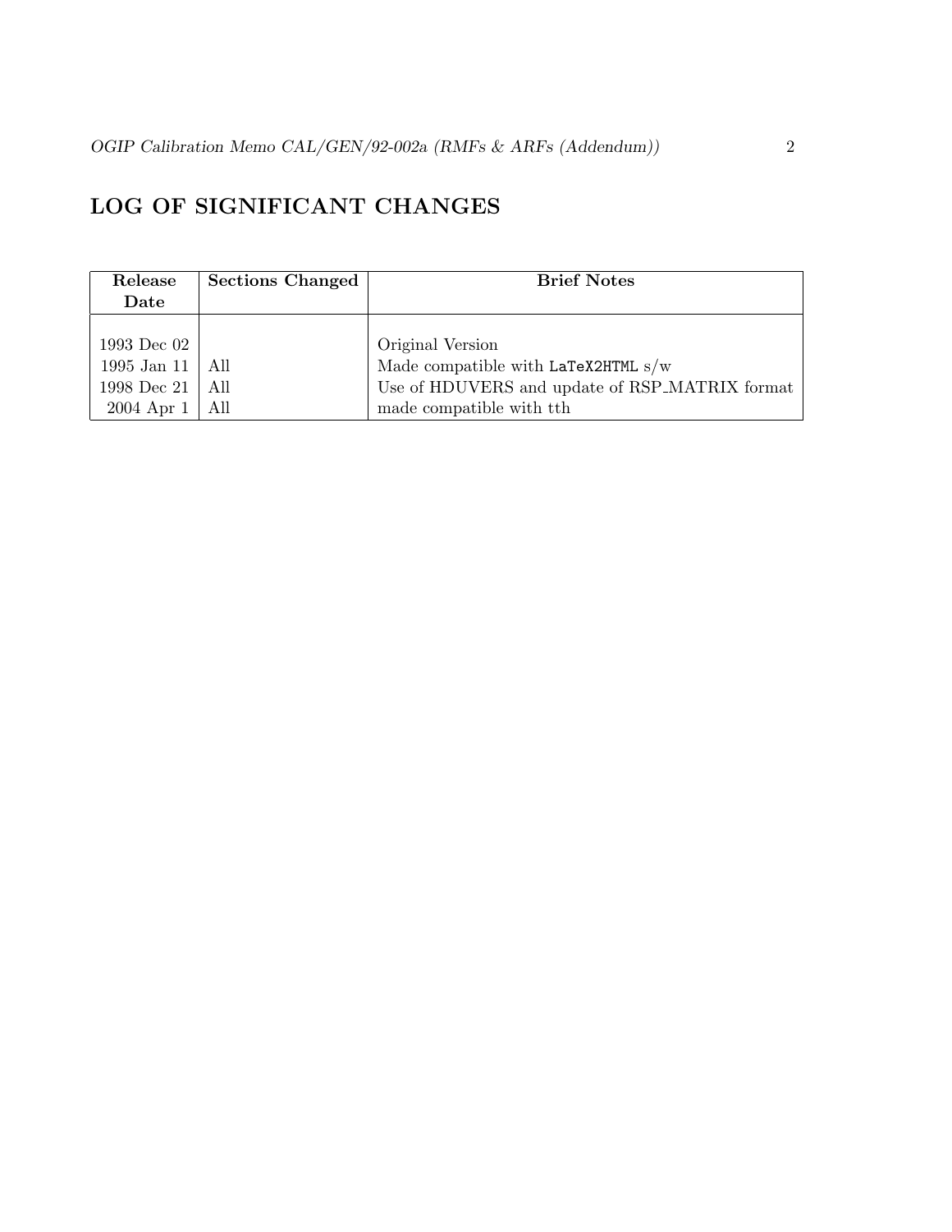## LOG OF SIGNIFICANT CHANGES

| Release Date | Sections Changed | Brief Notes |
| --- | --- | --- |
| 1993 Dec 02 | | Original Version |
| 1995 Jan 11 | All | Made compatible with `LaTeX2HTML` s/w |
| 1998 Dec 21 | All | Use of HDUVERS and update of RSP_MATRIX format |
| 2004 Apr 1 | All | made compatible with tth |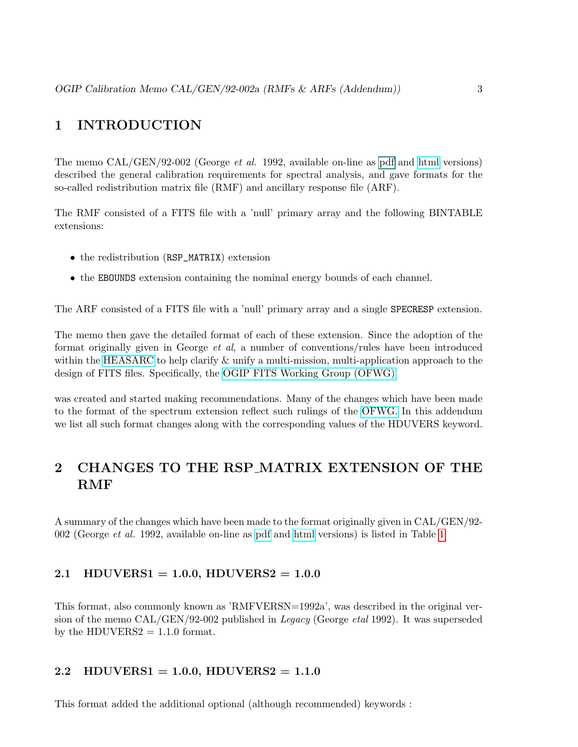# 1 INTRODUCTION

The memo CAL/GEN/92-002 (George *et al.* 1992, available on-line as pdf and html versions) described the general calibration requirements for spectral analysis, and gave formats for the so-called redistribution matrix file (RMF) and ancillary response file (ARF).

The RMF consisted of a FITS file with a 'null' primary array and the following BINTABLE extensions:

- the redistribution (`RSP_MATRIX`) extension
- the `EBOUNDS` extension containing the nominal energy bounds of each channel.

The ARF consisted of a FITS file with a 'null' primary array and a single `SPECRESP` extension.

The memo then gave the detailed format of each of these extension. Since the adoption of the format originally given in George *et al*, a number of conventions/rules have been introduced within the HEASARC to help clarify & unify a multi-mission, multi-application approach to the design of FITS files. Specifically, the OGIP FITS Working Group (OFWG)

was created and started making recommendations. Many of the changes which have been made to the format of the spectrum extension reflect such rulings of the OFWG. In this addendum we list all such format changes along with the corresponding values of the HDUVERS keyword.

# 2 CHANGES TO THE RSP_MATRIX EXTENSION OF THE RMF

A summary of the changes which have been made to the format originally given in CAL/GEN/92-002 (George *et al.* 1992, available on-line as pdf and html versions) is listed in Table 1.

## 2.1 HDUVERS1 = 1.0.0, HDUVERS2 = 1.0.0

This format, also commonly known as 'RMFVERSN=1992a', was described in the original version of the memo CAL/GEN/92-002 published in *Legacy* (George *etal* 1992). It was superseded by the HDUVERS2 = 1.1.0 format.

## 2.2 HDUVERS1 = 1.0.0, HDUVERS2 = 1.1.0

This format added the additional optional (although recommended) keywords :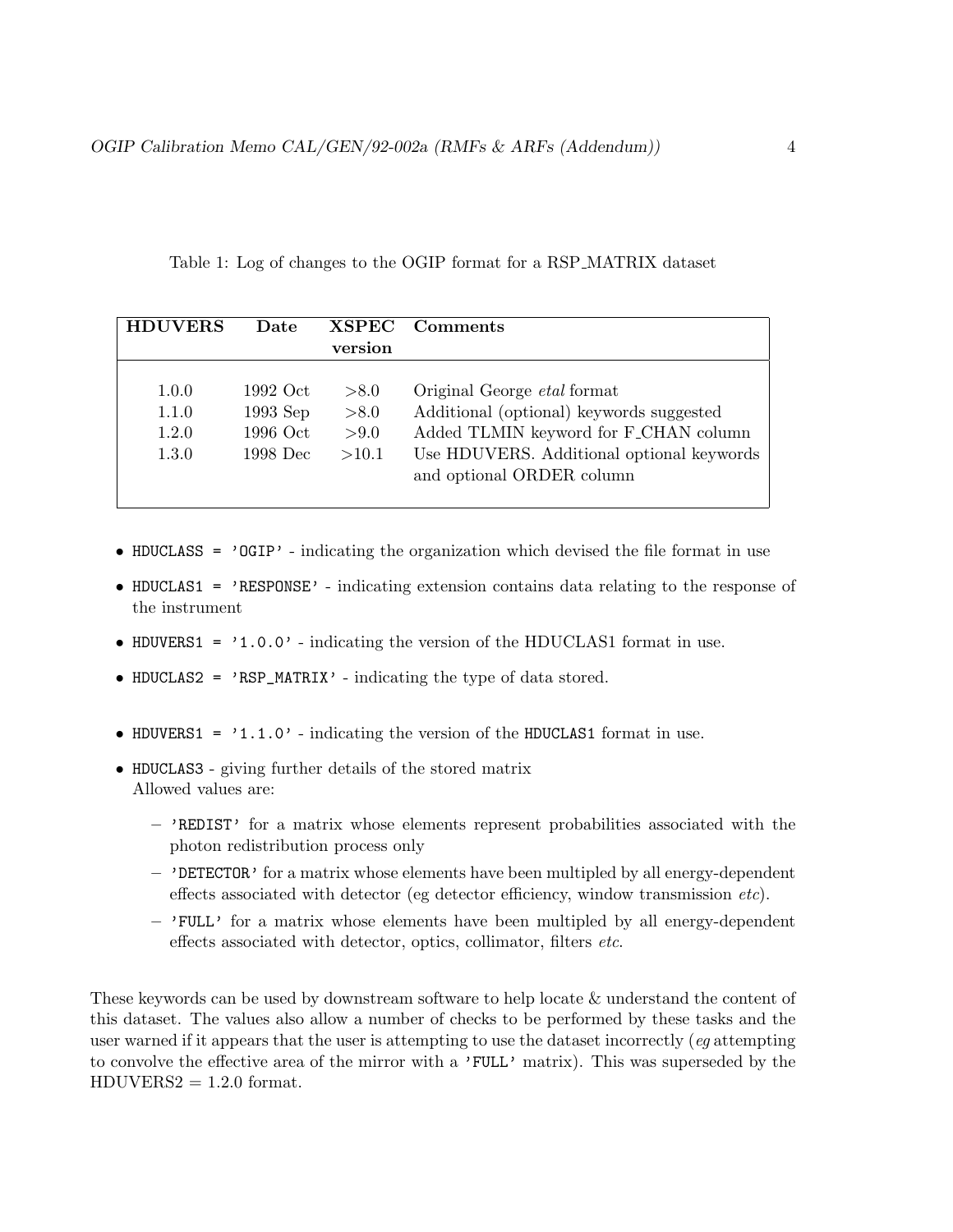Table 1: Log of changes to the OGIP format for a RSP_MATRIX dataset

| HDUVERS | Date | XSPEC version | Comments |
|---|---|---|---|
| 1.0.0 | 1992 Oct | >8.0 | Original George *etal* format |
| 1.1.0 | 1993 Sep | >8.0 | Additional (optional) keywords suggested |
| 1.2.0 | 1996 Oct | >9.0 | Added TLMIN keyword for F_CHAN column |
| 1.3.0 | 1998 Dec | >10.1 | Use HDUVERS. Additional optional keywords and optional ORDER column |

- `HDUCLASS = 'OGIP'` - indicating the organization which devised the file format in use
- `HDUCLAS1 = 'RESPONSE'` - indicating extension contains data relating to the response of the instrument
- `HDUVERS1 = '1.0.0'` - indicating the version of the HDUCLAS1 format in use.
- `HDUCLAS2 = 'RSP_MATRIX'` - indicating the type of data stored.

- `HDUVERS1 = '1.1.0'` - indicating the version of the `HDUCLAS1` format in use.
- `HDUCLAS3` - giving further details of the stored matrix
  Allowed values are:
  - `'REDIST'` for a matrix whose elements represent probabilities associated with the photon redistribution process only
  - `'DETECTOR'` for a matrix whose elements have been multipled by all energy-dependent effects associated with detector (eg detector efficiency, window transmission *etc*).
  - `'FULL'` for a matrix whose elements have been multipled by all energy-dependent effects associated with detector, optics, collimator, filters *etc*.

These keywords can be used by downstream software to help locate & understand the content of this dataset. The values also allow a number of checks to be performed by these tasks and the user warned if it appears that the user is attempting to use the dataset incorrectly (*eg* attempting to convolve the effective area of the mirror with a `'FULL'` matrix). This was superseded by the HDUVERS2 = 1.2.0 format.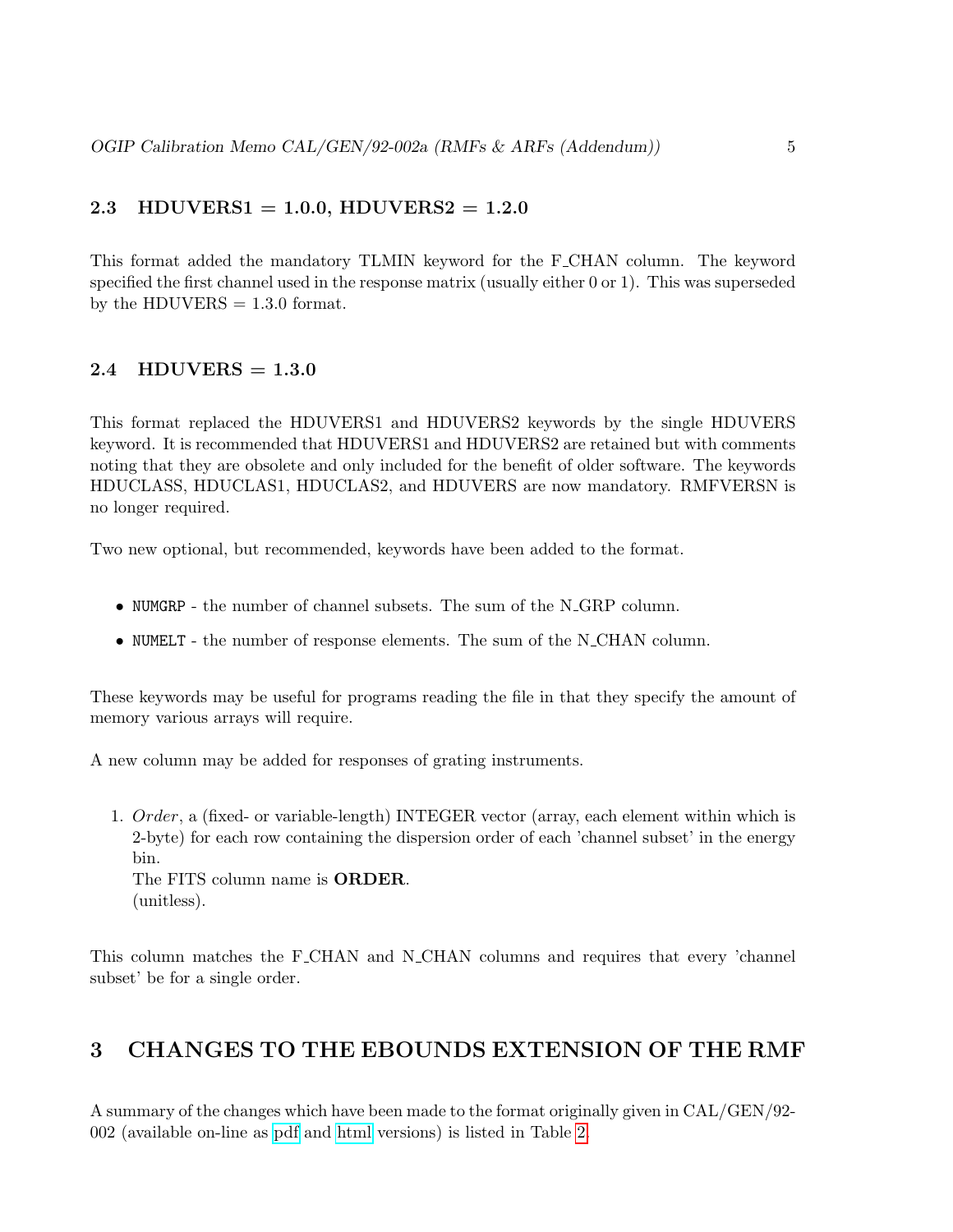### 2.3 HDUVERS1 = 1.0.0, HDUVERS2 = 1.2.0

This format added the mandatory TLMIN keyword for the F_CHAN column. The keyword specified the first channel used in the response matrix (usually either 0 or 1). This was superseded by the HDUVERS = 1.3.0 format.

### 2.4 HDUVERS = 1.3.0

This format replaced the HDUVERS1 and HDUVERS2 keywords by the single HDUVERS keyword. It is recommended that HDUVERS1 and HDUVERS2 are retained but with comments noting that they are obsolete and only included for the benefit of older software. The keywords HDUCLASS, HDUCLAS1, HDUCLAS2, and HDUVERS are now mandatory. RMFVERSN is no longer required.

Two new optional, but recommended, keywords have been added to the format.

- `NUMGRP` - the number of channel subsets. The sum of the N_GRP column.
- `NUMELT` - the number of response elements. The sum of the N_CHAN column.

These keywords may be useful for programs reading the file in that they specify the amount of memory various arrays will require.

A new column may be added for responses of grating instruments.

1. *Order*, a (fixed- or variable-length) INTEGER vector (array, each element within which is 2-byte) for each row containing the dispersion order of each 'channel subset' in the energy bin.
   The FITS column name is **ORDER**.
   (unitless).

This column matches the F_CHAN and N_CHAN columns and requires that every 'channel subset' be for a single order.

## 3 CHANGES TO THE EBOUNDS EXTENSION OF THE RMF

A summary of the changes which have been made to the format originally given in CAL/GEN/92-002 (available on-line as pdf and html versions) is listed in Table 2.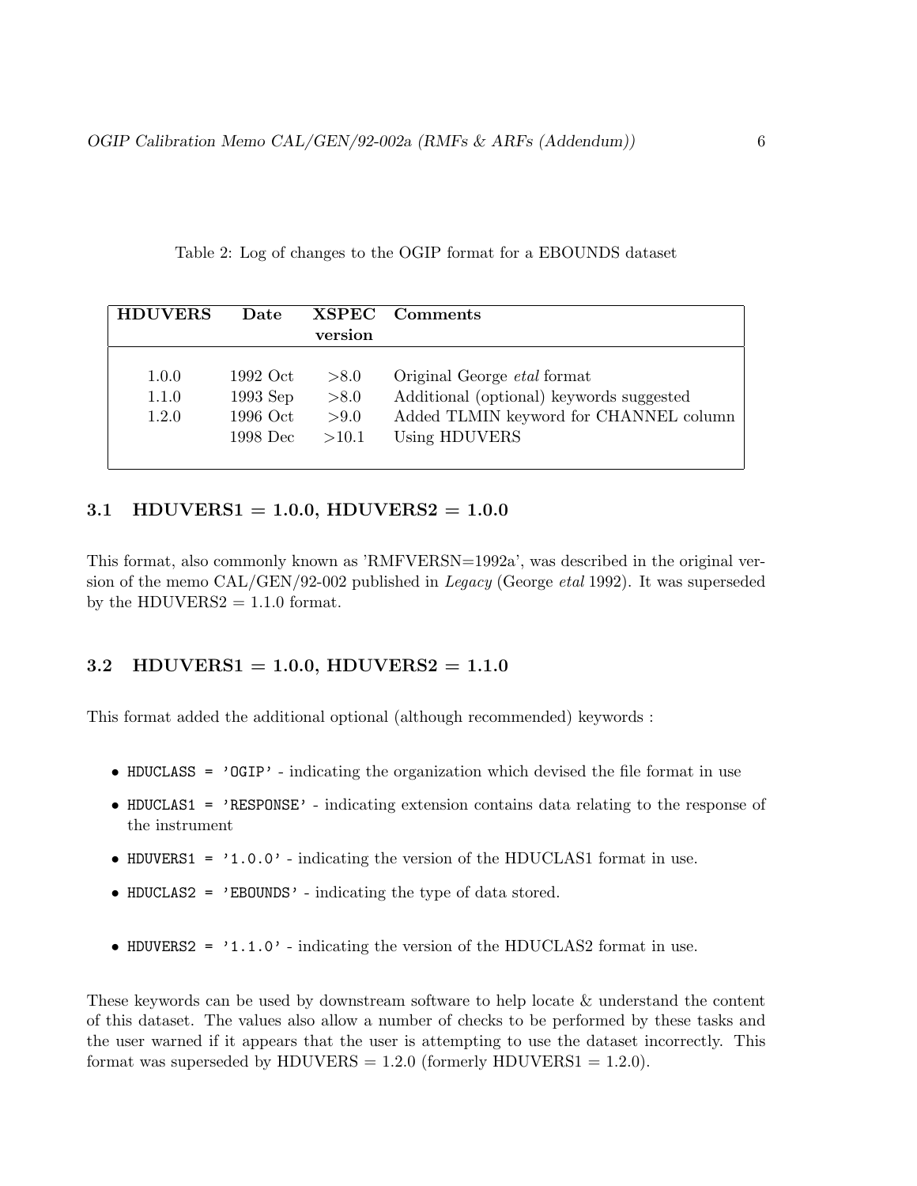Table 2: Log of changes to the OGIP format for a EBOUNDS dataset

| HDUVERS | Date | XSPEC version | Comments |
|---|---|---|---|
| 1.0.0 | 1992 Oct | >8.0 | Original George *etal* format |
| 1.1.0 | 1993 Sep | >8.0 | Additional (optional) keywords suggested |
| 1.2.0 | 1996 Oct | >9.0 | Added TLMIN keyword for CHANNEL column |
| | 1998 Dec | >10.1 | Using HDUVERS |

### 3.1 HDUVERS1 = 1.0.0, HDUVERS2 = 1.0.0

This format, also commonly known as 'RMFVERSN=1992a', was described in the original version of the memo CAL/GEN/92-002 published in *Legacy* (George *etal* 1992). It was superseded by the HDUVERS2 = 1.1.0 format.

### 3.2 HDUVERS1 = 1.0.0, HDUVERS2 = 1.1.0

This format added the additional optional (although recommended) keywords :

- `HDUCLASS = 'OGIP'` - indicating the organization which devised the file format in use
- `HDUCLAS1 = 'RESPONSE'` - indicating extension contains data relating to the response of the instrument
- `HDUVERS1 = '1.0.0'` - indicating the version of the HDUCLAS1 format in use.
- `HDUCLAS2 = 'EBOUNDS'` - indicating the type of data stored.
- `HDUVERS2 = '1.1.0'` - indicating the version of the HDUCLAS2 format in use.

These keywords can be used by downstream software to help locate & understand the content of this dataset. The values also allow a number of checks to be performed by these tasks and the user warned if it appears that the user is attempting to use the dataset incorrectly. This format was superseded by HDUVERS = 1.2.0 (formerly HDUVERS1 = 1.2.0).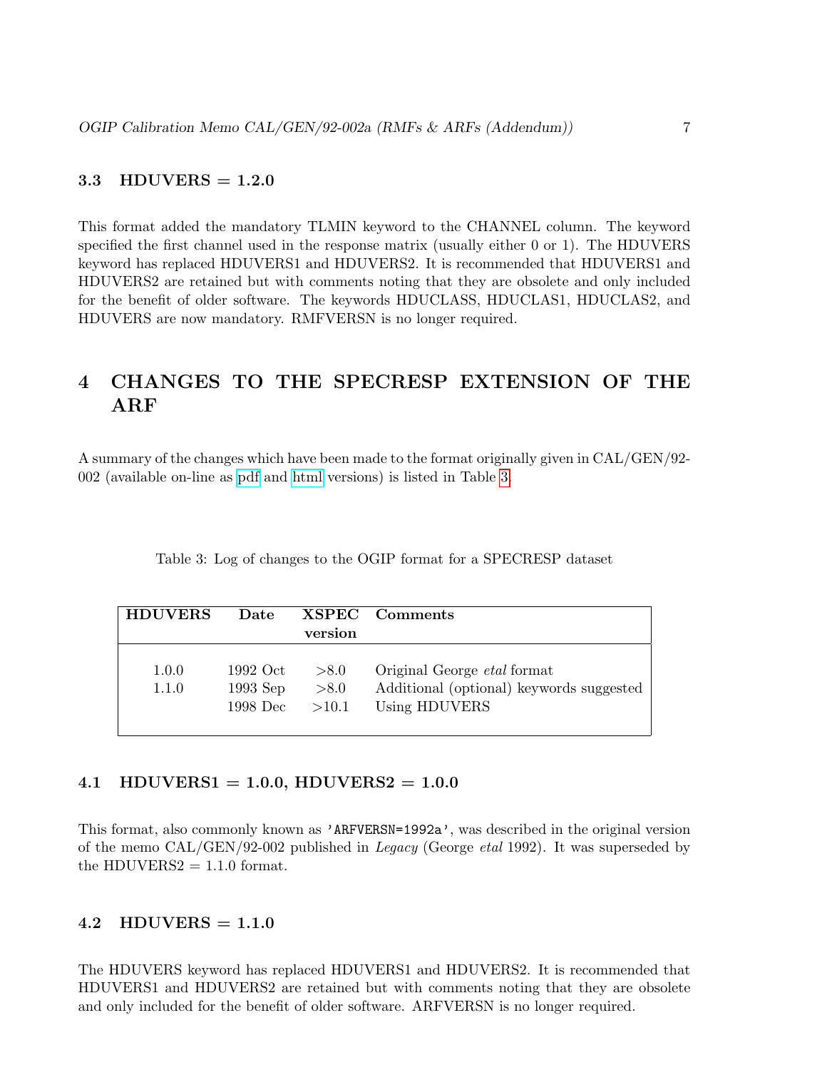### 3.3 HDUVERS = 1.2.0

This format added the mandatory TLMIN keyword to the CHANNEL column. The keyword specified the first channel used in the response matrix (usually either 0 or 1). The HDUVERS keyword has replaced HDUVERS1 and HDUVERS2. It is recommended that HDUVERS1 and HDUVERS2 are retained but with comments noting that they are obsolete and only included for the benefit of older software. The keywords HDUCLASS, HDUCLAS1, HDUCLAS2, and HDUVERS are now mandatory. RMFVERSN is no longer required.

## 4 CHANGES TO THE SPECRESP EXTENSION OF THE ARF

A summary of the changes which have been made to the format originally given in CAL/GEN/92-002 (available on-line as pdf and html versions) is listed in Table 3.

Table 3: Log of changes to the OGIP format for a SPECRESP dataset

| HDUVERS | Date | XSPEC version | Comments |
|---|---|---|---|
| 1.0.0 | 1992 Oct | >8.0 | Original George *etal* format |
| 1.1.0 | 1993 Sep | >8.0 | Additional (optional) keywords suggested |
| | 1998 Dec | >10.1 | Using HDUVERS |

### 4.1 HDUVERS1 = 1.0.0, HDUVERS2 = 1.0.0

This format, also commonly known as `'ARFVERSN=1992a'`, was described in the original version of the memo CAL/GEN/92-002 published in *Legacy* (George *etal* 1992). It was superseded by the HDUVERS2 = 1.1.0 format.

### 4.2 HDUVERS = 1.1.0

The HDUVERS keyword has replaced HDUVERS1 and HDUVERS2. It is recommended that HDUVERS1 and HDUVERS2 are retained but with comments noting that they are obsolete and only included for the benefit of older software. ARFVERSN is no longer required.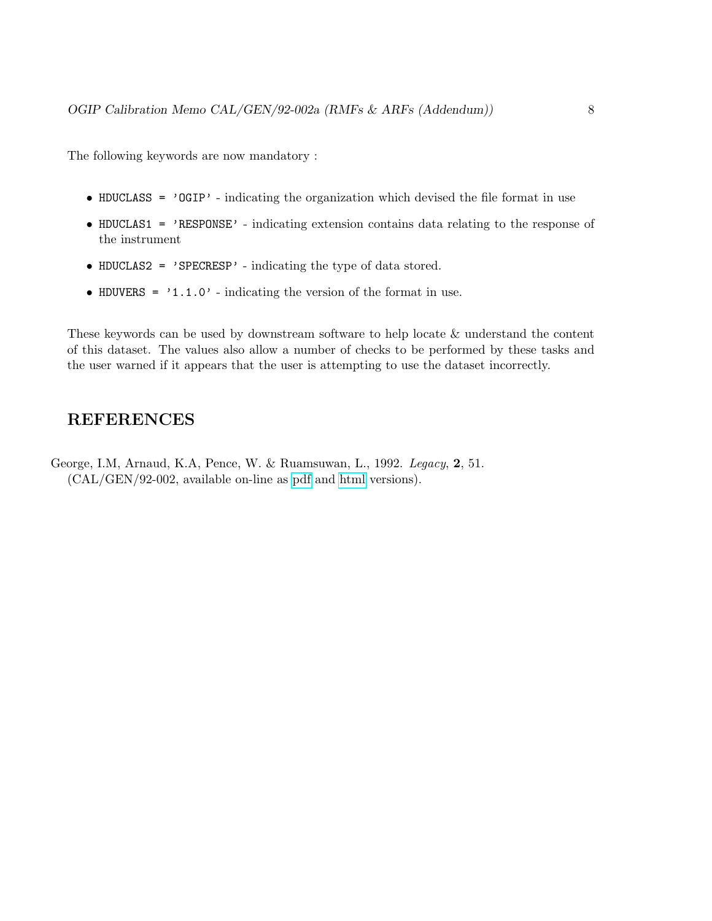The following keywords are now mandatory :

- `HDUCLASS = 'OGIP'` - indicating the organization which devised the file format in use
- `HDUCLAS1 = 'RESPONSE'` - indicating extension contains data relating to the response of the instrument
- `HDUCLAS2 = 'SPECRESP'` - indicating the type of data stored.
- `HDUVERS = '1.1.0'` - indicating the version of the format in use.

These keywords can be used by downstream software to help locate & understand the content of this dataset. The values also allow a number of checks to be performed by these tasks and the user warned if it appears that the user is attempting to use the dataset incorrectly.

## REFERENCES

George, I.M, Arnaud, K.A, Pence, W. & Ruamsuwan, L., 1992. *Legacy*, **2**, 51. (CAL/GEN/92-002, available on-line as pdf and html versions).